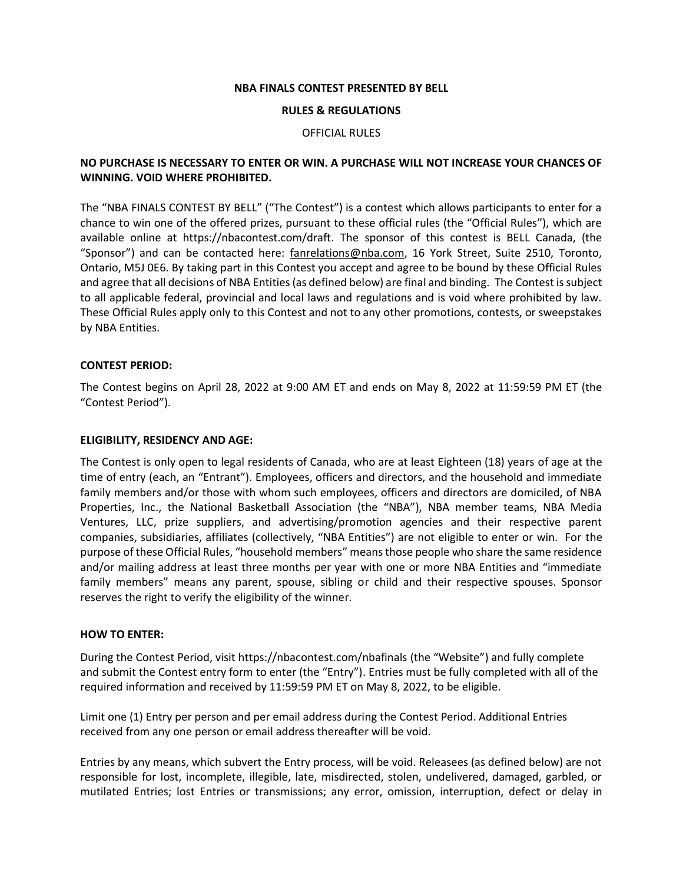**NBA FINALS CONTEST PRESENTED BY BELL**

**RULES & REGULATIONS**

OFFICIAL RULES

**NO PURCHASE IS NECESSARY TO ENTER OR WIN. A PURCHASE WILL NOT INCREASE YOUR CHANCES OF WINNING. VOID WHERE PROHIBITED.**

The "NBA FINALS CONTEST BY BELL" ("The Contest") is a contest which allows participants to enter for a chance to win one of the offered prizes, pursuant to these official rules (the "Official Rules"), which are available online at https://nbacontest.com/draft. The sponsor of this contest is BELL Canada, (the "Sponsor") and can be contacted here: fanrelations@nba.com, 16 York Street, Suite 2510, Toronto, Ontario, M5J 0E6. By taking part in this Contest you accept and agree to be bound by these Official Rules and agree that all decisions of NBA Entities (as defined below) are final and binding. The Contest is subject to all applicable federal, provincial and local laws and regulations and is void where prohibited by law. These Official Rules apply only to this Contest and not to any other promotions, contests, or sweepstakes by NBA Entities.

**CONTEST PERIOD:**

The Contest begins on April 28, 2022 at 9:00 AM ET and ends on May 8, 2022 at 11:59:59 PM ET (the "Contest Period").

**ELIGIBILITY, RESIDENCY AND AGE:**

The Contest is only open to legal residents of Canada, who are at least Eighteen (18) years of age at the time of entry (each, an "Entrant"). Employees, officers and directors, and the household and immediate family members and/or those with whom such employees, officers and directors are domiciled, of NBA Properties, Inc., the National Basketball Association (the "NBA"), NBA member teams, NBA Media Ventures, LLC, prize suppliers, and advertising/promotion agencies and their respective parent companies, subsidiaries, affiliates (collectively, "NBA Entities") are not eligible to enter or win. For the purpose of these Official Rules, "household members" means those people who share the same residence and/or mailing address at least three months per year with one or more NBA Entities and "immediate family members" means any parent, spouse, sibling or child and their respective spouses. Sponsor reserves the right to verify the eligibility of the winner.

**HOW TO ENTER:**

During the Contest Period, visit https://nbacontest.com/nbafinals (the "Website") and fully complete and submit the Contest entry form to enter (the "Entry"). Entries must be fully completed with all of the required information and received by 11:59:59 PM ET on May 8, 2022, to be eligible.

Limit one (1) Entry per person and per email address during the Contest Period. Additional Entries received from any one person or email address thereafter will be void.

Entries by any means, which subvert the Entry process, will be void. Releasees (as defined below) are not responsible for lost, incomplete, illegible, late, misdirected, stolen, undelivered, damaged, garbled, or mutilated Entries; lost Entries or transmissions; any error, omission, interruption, defect or delay in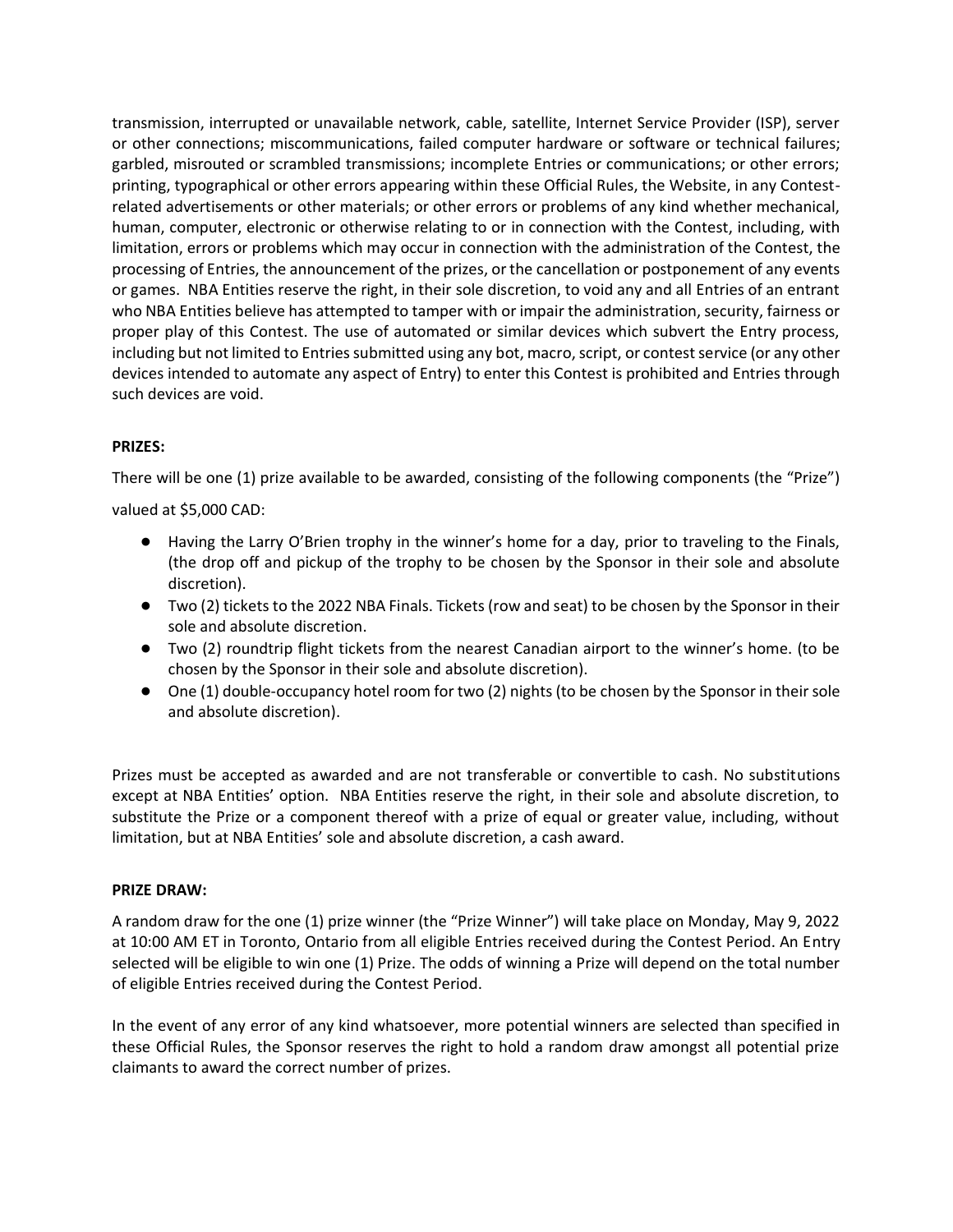transmission, interrupted or unavailable network, cable, satellite, Internet Service Provider (ISP), server or other connections; miscommunications, failed computer hardware or software or technical failures; garbled, misrouted or scrambled transmissions; incomplete Entries or communications; or other errors; printing, typographical or other errors appearing within these Official Rules, the Website, in any Contest-related advertisements or other materials; or other errors or problems of any kind whether mechanical, human, computer, electronic or otherwise relating to or in connection with the Contest, including, with limitation, errors or problems which may occur in connection with the administration of the Contest, the processing of Entries, the announcement of the prizes, or the cancellation or postponement of any events or games. NBA Entities reserve the right, in their sole discretion, to void any and all Entries of an entrant who NBA Entities believe has attempted to tamper with or impair the administration, security, fairness or proper play of this Contest. The use of automated or similar devices which subvert the Entry process, including but not limited to Entries submitted using any bot, macro, script, or contest service (or any other devices intended to automate any aspect of Entry) to enter this Contest is prohibited and Entries through such devices are void.

**PRIZES:**

There will be one (1) prize available to be awarded, consisting of the following components (the "Prize") valued at $5,000 CAD:

- Having the Larry O'Brien trophy in the winner's home for a day, prior to traveling to the Finals, (the drop off and pickup of the trophy to be chosen by the Sponsor in their sole and absolute discretion).
- Two (2) tickets to the 2022 NBA Finals. Tickets (row and seat) to be chosen by the Sponsor in their sole and absolute discretion.
- Two (2) roundtrip flight tickets from the nearest Canadian airport to the winner's home. (to be chosen by the Sponsor in their sole and absolute discretion).
- One (1) double-occupancy hotel room for two (2) nights (to be chosen by the Sponsor in their sole and absolute discretion).

Prizes must be accepted as awarded and are not transferable or convertible to cash. No substitutions except at NBA Entities' option. NBA Entities reserve the right, in their sole and absolute discretion, to substitute the Prize or a component thereof with a prize of equal or greater value, including, without limitation, but at NBA Entities' sole and absolute discretion, a cash award.

**PRIZE DRAW:**

A random draw for the one (1) prize winner (the "Prize Winner") will take place on Monday, May 9, 2022 at 10:00 AM ET in Toronto, Ontario from all eligible Entries received during the Contest Period. An Entry selected will be eligible to win one (1) Prize. The odds of winning a Prize will depend on the total number of eligible Entries received during the Contest Period.

In the event of any error of any kind whatsoever, more potential winners are selected than specified in these Official Rules, the Sponsor reserves the right to hold a random draw amongst all potential prize claimants to award the correct number of prizes.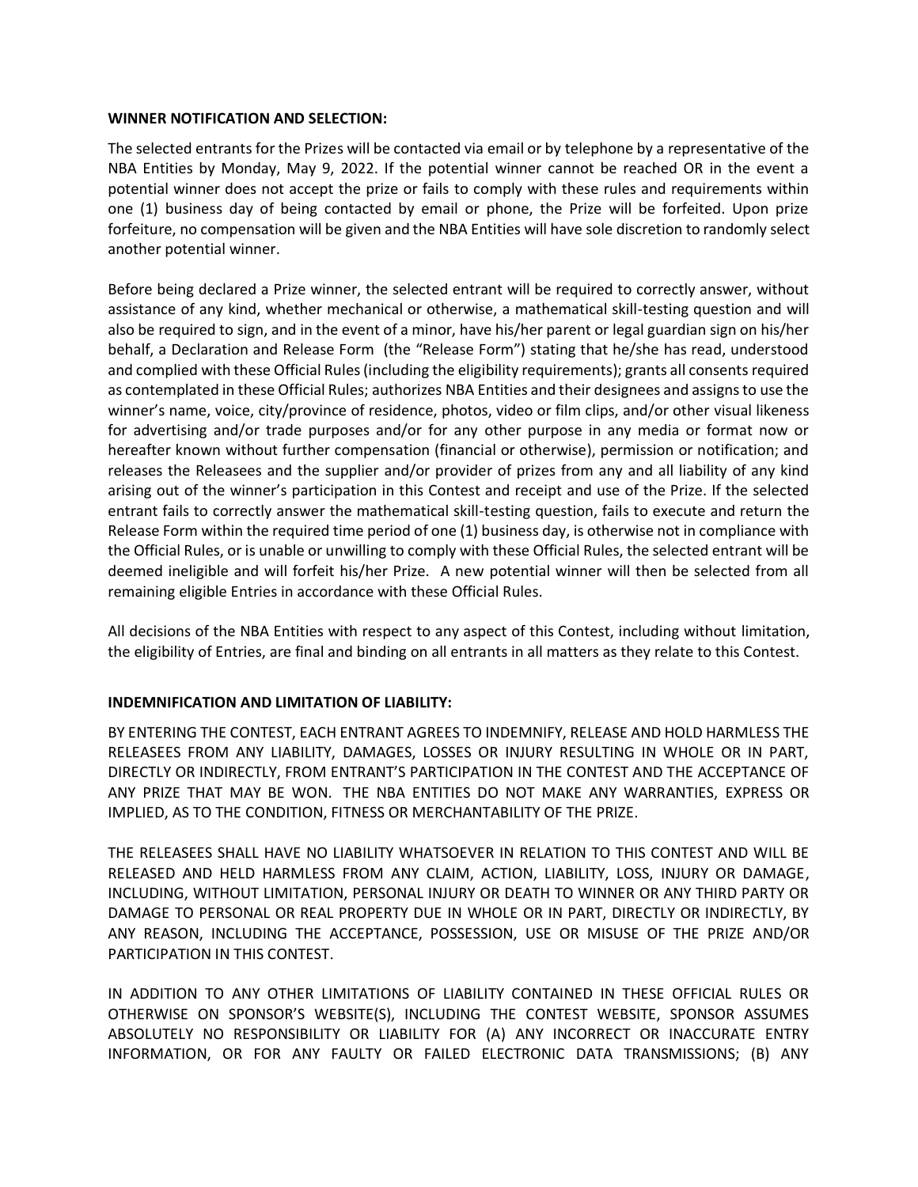**WINNER NOTIFICATION AND SELECTION:**

The selected entrants for the Prizes will be contacted via email or by telephone by a representative of the NBA Entities by Monday, May 9, 2022. If the potential winner cannot be reached OR in the event a potential winner does not accept the prize or fails to comply with these rules and requirements within one (1) business day of being contacted by email or phone, the Prize will be forfeited. Upon prize forfeiture, no compensation will be given and the NBA Entities will have sole discretion to randomly select another potential winner.

Before being declared a Prize winner, the selected entrant will be required to correctly answer, without assistance of any kind, whether mechanical or otherwise, a mathematical skill-testing question and will also be required to sign, and in the event of a minor, have his/her parent or legal guardian sign on his/her behalf, a Declaration and Release Form (the "Release Form") stating that he/she has read, understood and complied with these Official Rules (including the eligibility requirements); grants all consents required as contemplated in these Official Rules; authorizes NBA Entities and their designees and assigns to use the winner's name, voice, city/province of residence, photos, video or film clips, and/or other visual likeness for advertising and/or trade purposes and/or for any other purpose in any media or format now or hereafter known without further compensation (financial or otherwise), permission or notification; and releases the Releasees and the supplier and/or provider of prizes from any and all liability of any kind arising out of the winner's participation in this Contest and receipt and use of the Prize. If the selected entrant fails to correctly answer the mathematical skill-testing question, fails to execute and return the Release Form within the required time period of one (1) business day, is otherwise not in compliance with the Official Rules, or is unable or unwilling to comply with these Official Rules, the selected entrant will be deemed ineligible and will forfeit his/her Prize. A new potential winner will then be selected from all remaining eligible Entries in accordance with these Official Rules.

All decisions of the NBA Entities with respect to any aspect of this Contest, including without limitation, the eligibility of Entries, are final and binding on all entrants in all matters as they relate to this Contest.

**INDEMNIFICATION AND LIMITATION OF LIABILITY:**

BY ENTERING THE CONTEST, EACH ENTRANT AGREES TO INDEMNIFY, RELEASE AND HOLD HARMLESS THE RELEASEES FROM ANY LIABILITY, DAMAGES, LOSSES OR INJURY RESULTING IN WHOLE OR IN PART, DIRECTLY OR INDIRECTLY, FROM ENTRANT'S PARTICIPATION IN THE CONTEST AND THE ACCEPTANCE OF ANY PRIZE THAT MAY BE WON. THE NBA ENTITIES DO NOT MAKE ANY WARRANTIES, EXPRESS OR IMPLIED, AS TO THE CONDITION, FITNESS OR MERCHANTABILITY OF THE PRIZE.

THE RELEASEES SHALL HAVE NO LIABILITY WHATSOEVER IN RELATION TO THIS CONTEST AND WILL BE RELEASED AND HELD HARMLESS FROM ANY CLAIM, ACTION, LIABILITY, LOSS, INJURY OR DAMAGE, INCLUDING, WITHOUT LIMITATION, PERSONAL INJURY OR DEATH TO WINNER OR ANY THIRD PARTY OR DAMAGE TO PERSONAL OR REAL PROPERTY DUE IN WHOLE OR IN PART, DIRECTLY OR INDIRECTLY, BY ANY REASON, INCLUDING THE ACCEPTANCE, POSSESSION, USE OR MISUSE OF THE PRIZE AND/OR PARTICIPATION IN THIS CONTEST.

IN ADDITION TO ANY OTHER LIMITATIONS OF LIABILITY CONTAINED IN THESE OFFICIAL RULES OR OTHERWISE ON SPONSOR'S WEBSITE(S), INCLUDING THE CONTEST WEBSITE, SPONSOR ASSUMES ABSOLUTELY NO RESPONSIBILITY OR LIABILITY FOR (A) ANY INCORRECT OR INACCURATE ENTRY INFORMATION, OR FOR ANY FAULTY OR FAILED ELECTRONIC DATA TRANSMISSIONS; (B) ANY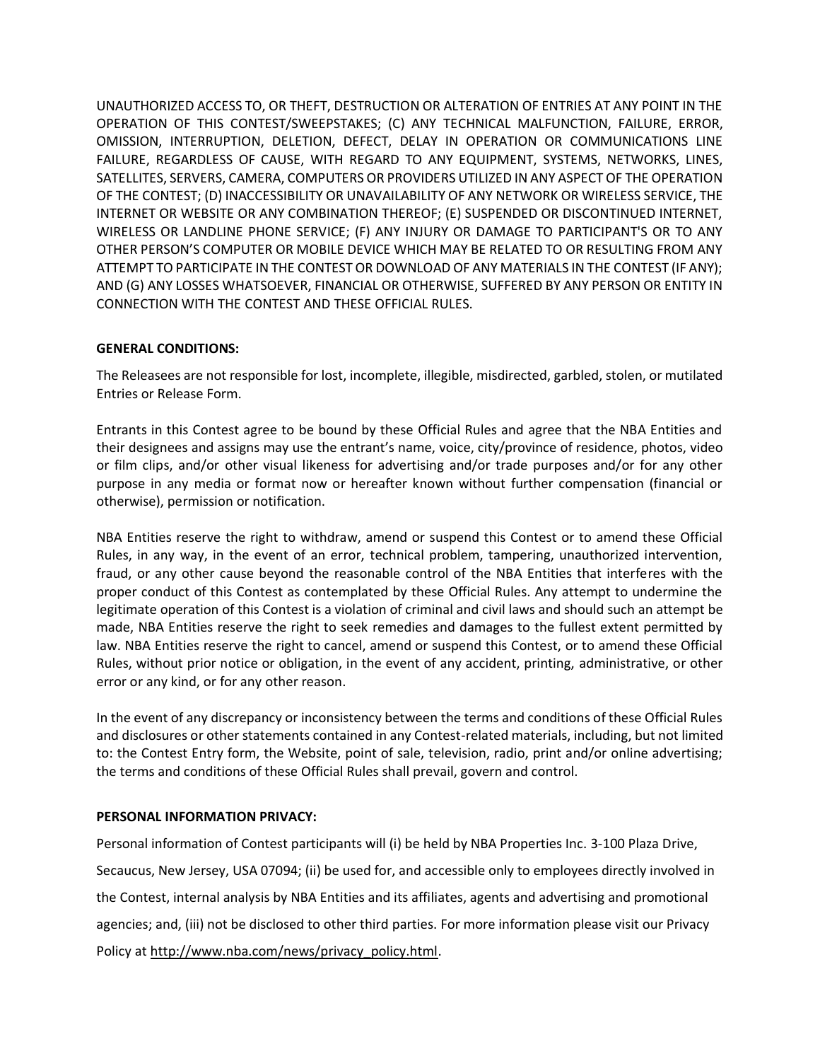UNAUTHORIZED ACCESS TO, OR THEFT, DESTRUCTION OR ALTERATION OF ENTRIES AT ANY POINT IN THE OPERATION OF THIS CONTEST/SWEEPSTAKES; (C) ANY TECHNICAL MALFUNCTION, FAILURE, ERROR, OMISSION, INTERRUPTION, DELETION, DEFECT, DELAY IN OPERATION OR COMMUNICATIONS LINE FAILURE, REGARDLESS OF CAUSE, WITH REGARD TO ANY EQUIPMENT, SYSTEMS, NETWORKS, LINES, SATELLITES, SERVERS, CAMERA, COMPUTERS OR PROVIDERS UTILIZED IN ANY ASPECT OF THE OPERATION OF THE CONTEST; (D) INACCESSIBILITY OR UNAVAILABILITY OF ANY NETWORK OR WIRELESS SERVICE, THE INTERNET OR WEBSITE OR ANY COMBINATION THEREOF; (E) SUSPENDED OR DISCONTINUED INTERNET, WIRELESS OR LANDLINE PHONE SERVICE; (F) ANY INJURY OR DAMAGE TO PARTICIPANT'S OR TO ANY OTHER PERSON'S COMPUTER OR MOBILE DEVICE WHICH MAY BE RELATED TO OR RESULTING FROM ANY ATTEMPT TO PARTICIPATE IN THE CONTEST OR DOWNLOAD OF ANY MATERIALS IN THE CONTEST (IF ANY); AND (G) ANY LOSSES WHATSOEVER, FINANCIAL OR OTHERWISE, SUFFERED BY ANY PERSON OR ENTITY IN CONNECTION WITH THE CONTEST AND THESE OFFICIAL RULES.

**GENERAL CONDITIONS:**

The Releasees are not responsible for lost, incomplete, illegible, misdirected, garbled, stolen, or mutilated Entries or Release Form.

Entrants in this Contest agree to be bound by these Official Rules and agree that the NBA Entities and their designees and assigns may use the entrant's name, voice, city/province of residence, photos, video or film clips, and/or other visual likeness for advertising and/or trade purposes and/or for any other purpose in any media or format now or hereafter known without further compensation (financial or otherwise), permission or notification.

NBA Entities reserve the right to withdraw, amend or suspend this Contest or to amend these Official Rules, in any way, in the event of an error, technical problem, tampering, unauthorized intervention, fraud, or any other cause beyond the reasonable control of the NBA Entities that interferes with the proper conduct of this Contest as contemplated by these Official Rules. Any attempt to undermine the legitimate operation of this Contest is a violation of criminal and civil laws and should such an attempt be made, NBA Entities reserve the right to seek remedies and damages to the fullest extent permitted by law. NBA Entities reserve the right to cancel, amend or suspend this Contest, or to amend these Official Rules, without prior notice or obligation, in the event of any accident, printing, administrative, or other error or any kind, or for any other reason.

In the event of any discrepancy or inconsistency between the terms and conditions of these Official Rules and disclosures or other statements contained in any Contest-related materials, including, but not limited to: the Contest Entry form, the Website, point of sale, television, radio, print and/or online advertising; the terms and conditions of these Official Rules shall prevail, govern and control.

**PERSONAL INFORMATION PRIVACY:**

Personal information of Contest participants will (i) be held by NBA Properties Inc. 3-100 Plaza Drive, Secaucus, New Jersey, USA 07094; (ii) be used for, and accessible only to employees directly involved in the Contest, internal analysis by NBA Entities and its affiliates, agents and advertising and promotional agencies; and, (iii) not be disclosed to other third parties. For more information please visit our Privacy Policy at http://www.nba.com/news/privacy_policy.html.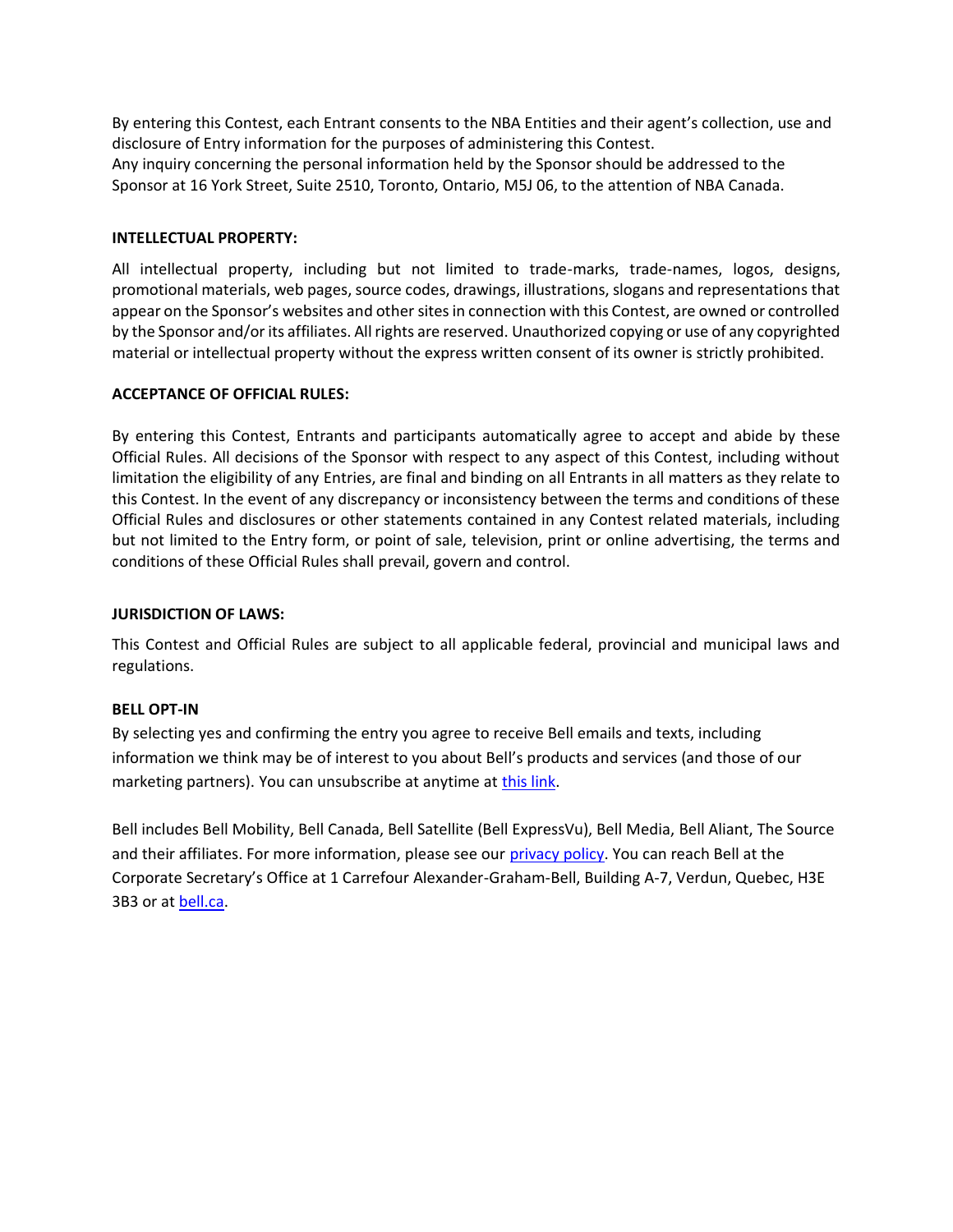By entering this Contest, each Entrant consents to the NBA Entities and their agent's collection, use and disclosure of Entry information for the purposes of administering this Contest.
Any inquiry concerning the personal information held by the Sponsor should be addressed to the Sponsor at 16 York Street, Suite 2510, Toronto, Ontario, M5J 06, to the attention of NBA Canada.

**INTELLECTUAL PROPERTY:**

All intellectual property, including but not limited to trade-marks, trade-names, logos, designs, promotional materials, web pages, source codes, drawings, illustrations, slogans and representations that appear on the Sponsor's websites and other sites in connection with this Contest, are owned or controlled by the Sponsor and/or its affiliates. All rights are reserved. Unauthorized copying or use of any copyrighted material or intellectual property without the express written consent of its owner is strictly prohibited.

**ACCEPTANCE OF OFFICIAL RULES:**

By entering this Contest, Entrants and participants automatically agree to accept and abide by these Official Rules. All decisions of the Sponsor with respect to any aspect of this Contest, including without limitation the eligibility of any Entries, are final and binding on all Entrants in all matters as they relate to this Contest. In the event of any discrepancy or inconsistency between the terms and conditions of these Official Rules and disclosures or other statements contained in any Contest related materials, including but not limited to the Entry form, or point of sale, television, print or online advertising, the terms and conditions of these Official Rules shall prevail, govern and control.

**JURISDICTION OF LAWS:**

This Contest and Official Rules are subject to all applicable federal, provincial and municipal laws and regulations.

**BELL OPT-IN**

By selecting yes and confirming the entry you agree to receive Bell emails and texts, including information we think may be of interest to you about Bell's products and services (and those of our marketing partners). You can unsubscribe at anytime at this link.

Bell includes Bell Mobility, Bell Canada, Bell Satellite (Bell ExpressVu), Bell Media, Bell Aliant, The Source and their affiliates. For more information, please see our privacy policy. You can reach Bell at the Corporate Secretary's Office at 1 Carrefour Alexander-Graham-Bell, Building A-7, Verdun, Quebec, H3E 3B3 or at bell.ca.